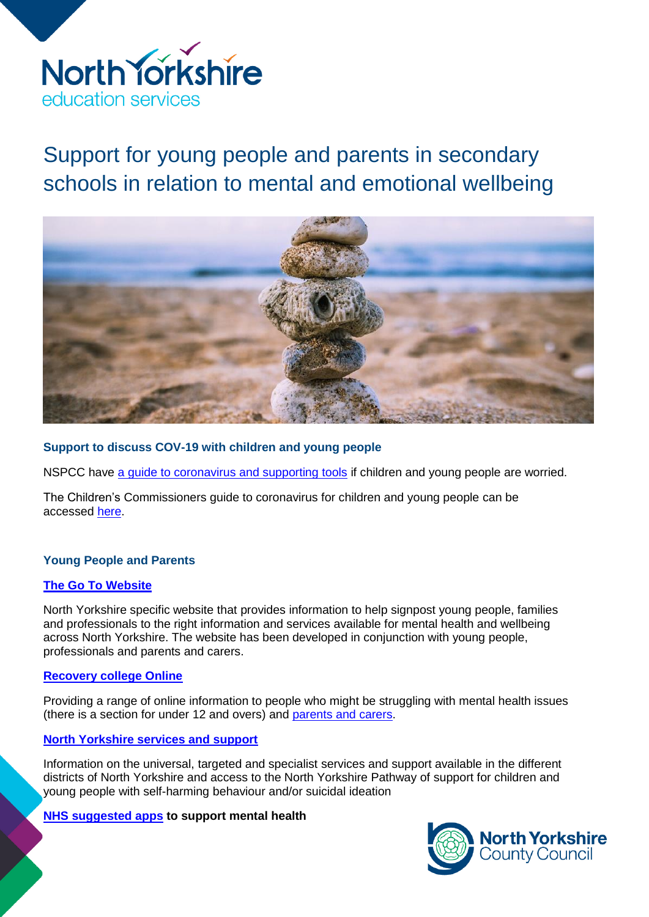North Yorkshire education services

# Support for young people and parents in secondary schools in relation to mental and emotional wellbeing

### Support to discuss COV-19 with children and young people

NSPCC have a guide to coronavirus and supporting tools if children and young people are worried.

The Children's Commissioners guide to coronavirus for children and young people can be accessed here.

### Young People and Parents

**The Go To Website**

North Yorkshire specific website that provides information to help signpost young people, families and professionals to the right information and services available for mental health and wellbeing across North Yorkshire. The website has been developed in conjunction with young people, professionals and parents and carers.

**Recovery college Online**

Providing a range of online information to people who might be struggling with mental health issues (there is a section for under 12 and overs) and parents and carers.

**North Yorkshire services and support**

Information on the universal, targeted and specialist services and support available in the different districts of North Yorkshire and access to the North Yorkshire Pathway of support for children and young people with self-harming behaviour and/or suicidal ideation

**NHS suggested apps to support mental health**

North Yorkshire County Council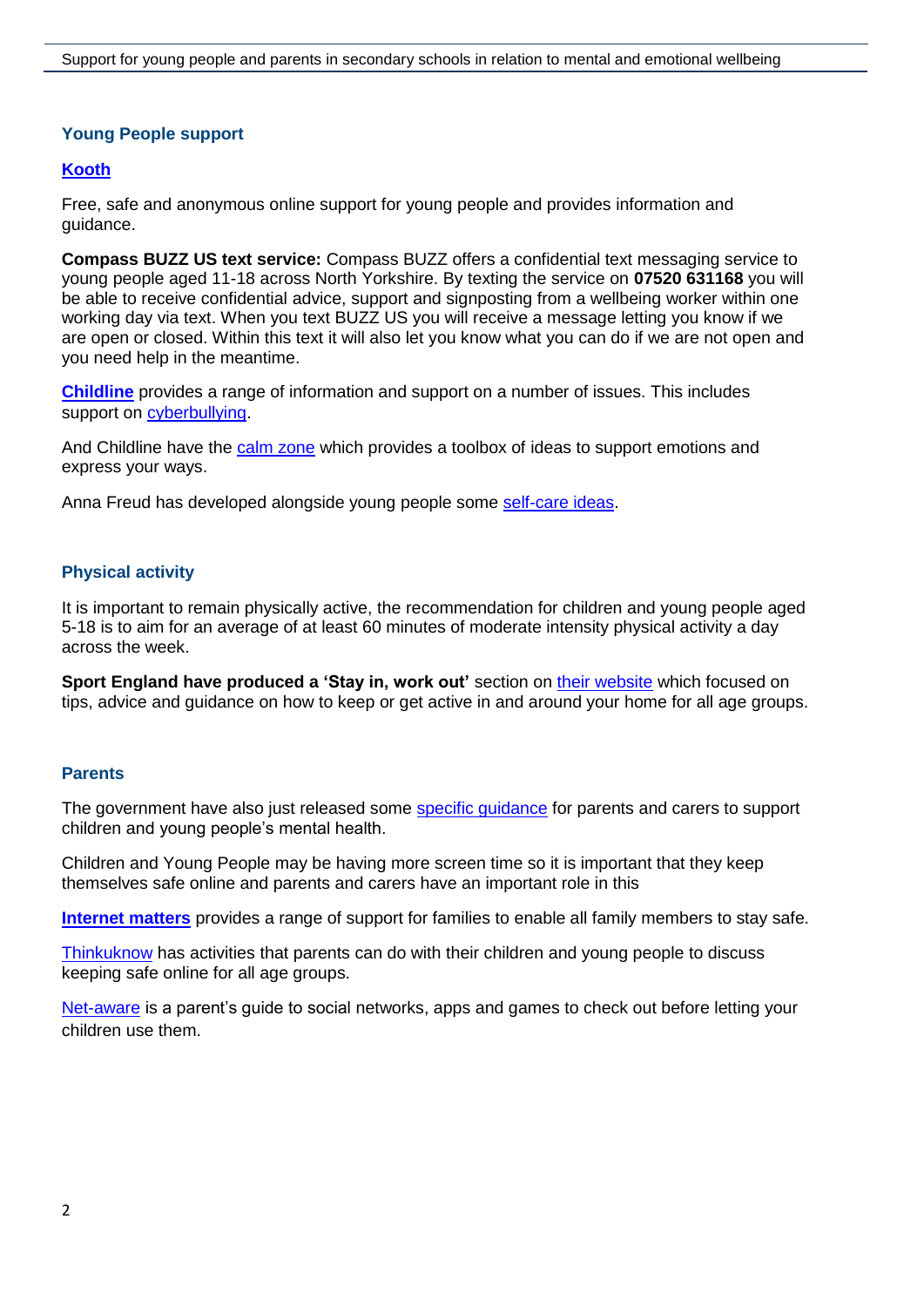## Young People support

**Kooth**

Free, safe and anonymous online support for young people and provides information and guidance.

**Compass BUZZ US text service:** Compass BUZZ offers a confidential text messaging service to young people aged 11-18 across North Yorkshire. By texting the service on **07520 631168** you will be able to receive confidential advice, support and signposting from a wellbeing worker within one working day via text. When you text BUZZ US you will receive a message letting you know if we are open or closed. Within this text it will also let you know what you can do if we are not open and you need help in the meantime.

**Childline** provides a range of information and support on a number of issues. This includes support on cyberbullying.

And Childline have the calm zone which provides a toolbox of ideas to support emotions and express your ways.

Anna Freud has developed alongside young people some self-care ideas.

## Physical activity

It is important to remain physically active, the recommendation for children and young people aged 5-18 is to aim for an average of at least 60 minutes of moderate intensity physical activity a day across the week.

**Sport England have produced a 'Stay in, work out'** section on their website which focused on tips, advice and guidance on how to keep or get active in and around your home for all age groups.

## Parents

The government have also just released some specific guidance for parents and carers to support children and young people's mental health.

Children and Young People may be having more screen time so it is important that they keep themselves safe online and parents and carers have an important role in this

**Internet matters** provides a range of support for families to enable all family members to stay safe.

Thinkuknow has activities that parents can do with their children and young people to discuss keeping safe online for all age groups.

Net-aware is a parent's guide to social networks, apps and games to check out before letting your children use them.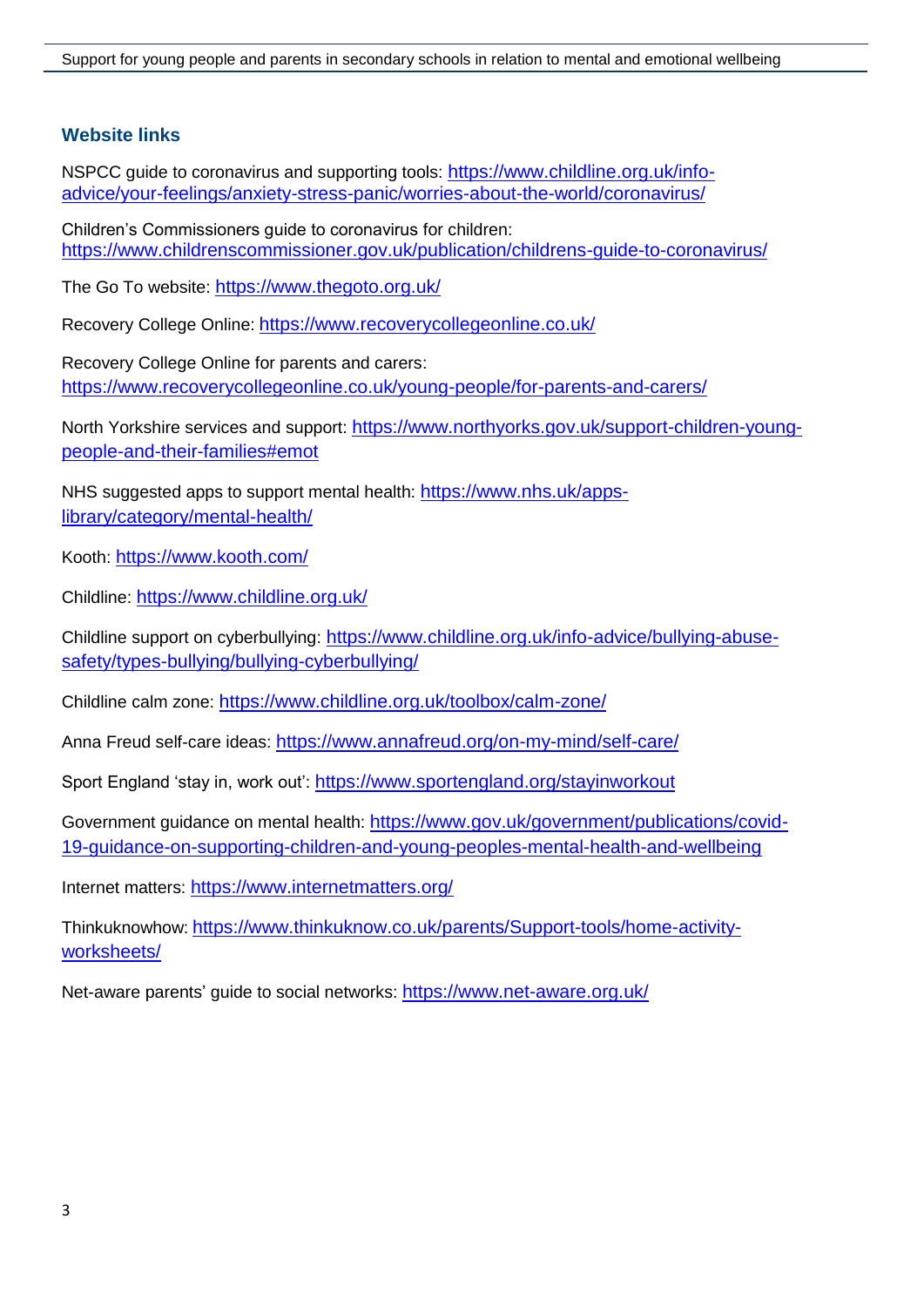## Website links

NSPCC guide to coronavirus and supporting tools: https://www.childline.org.uk/info-advice/your-feelings/anxiety-stress-panic/worries-about-the-world/coronavirus/

Children's Commissioners guide to coronavirus for children: https://www.childrenscommissioner.gov.uk/publication/childrens-guide-to-coronavirus/

The Go To website: https://www.thegoto.org.uk/

Recovery College Online: https://www.recoverycollegeonline.co.uk/

Recovery College Online for parents and carers: https://www.recoverycollegeonline.co.uk/young-people/for-parents-and-carers/

North Yorkshire services and support: https://www.northyorks.gov.uk/support-children-young-people-and-their-families#emot

NHS suggested apps to support mental health: https://www.nhs.uk/apps-library/category/mental-health/

Kooth: https://www.kooth.com/

Childline: https://www.childline.org.uk/

Childline support on cyberbullying: https://www.childline.org.uk/info-advice/bullying-abuse-safety/types-bullying/bullying-cyberbullying/

Childline calm zone: https://www.childline.org.uk/toolbox/calm-zone/

Anna Freud self-care ideas: https://www.annafreud.org/on-my-mind/self-care/

Sport England 'stay in, work out': https://www.sportengland.org/stayinworkout

Government guidance on mental health: https://www.gov.uk/government/publications/covid-19-guidance-on-supporting-children-and-young-peoples-mental-health-and-wellbeing

Internet matters: https://www.internetmatters.org/

Thinkuknowhow: https://www.thinkuknow.co.uk/parents/Support-tools/home-activity-worksheets/

Net-aware parents' guide to social networks: https://www.net-aware.org.uk/